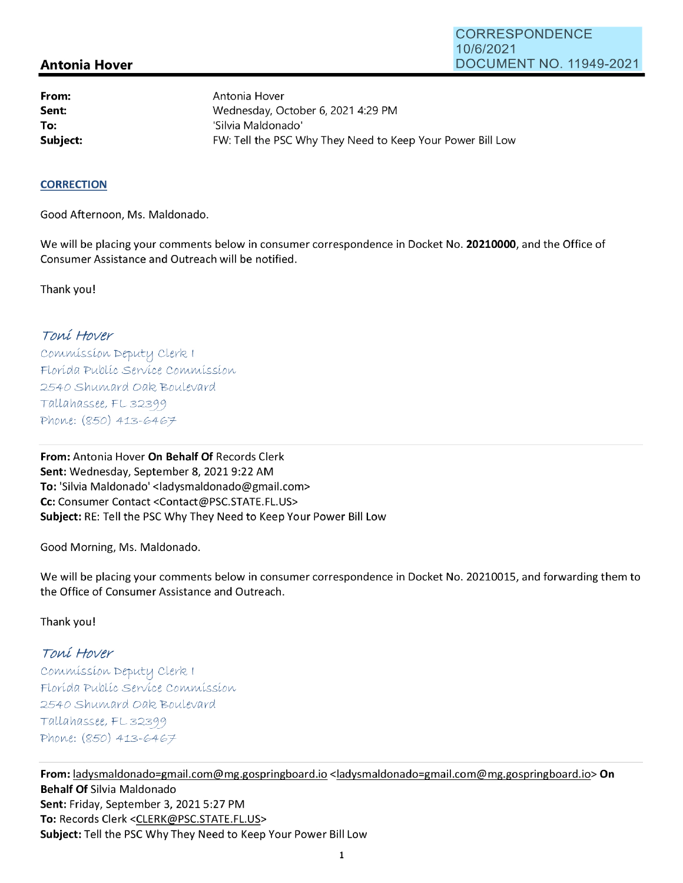CORRESPONDENCE
10/6/2021
DOCUMENT NO. 11949-2021

## Antonia Hover

| | |
|---|---|
| **From:** | Antonia Hover |
| **Sent:** | Wednesday, October 6, 2021 4:29 PM |
| **To:** | 'Silvia Maldonado' |
| **Subject:** | FW: Tell the PSC Why They Need to Keep Your Power Bill Low |

**CORRECTION**

Good Afternoon, Ms. Maldonado.

We will be placing your comments below in consumer correspondence in Docket No. **20210000**, and the Office of Consumer Assistance and Outreach will be notified.

Thank you!

*Toni Hover*
Commission Deputy Clerk I
Florida Public Service Commission
2540 Shumard Oak Boulevard
Tallahassee, FL 32399
Phone: (850) 413-6467

---

**From:** Antonia Hover **On Behalf Of** Records Clerk
**Sent:** Wednesday, September 8, 2021 9:22 AM
**To:** 'Silvia Maldonado' <ladysmaldonado@gmail.com>
**Cc:** Consumer Contact <Contact@PSC.STATE.FL.US>
**Subject:** RE: Tell the PSC Why They Need to Keep Your Power Bill Low

Good Morning, Ms. Maldonado.

We will be placing your comments below in consumer correspondence in Docket No. 20210015, and forwarding them to the Office of Consumer Assistance and Outreach.

Thank you!

*Toni Hover*
Commission Deputy Clerk I
Florida Public Service Commission
2540 Shumard Oak Boulevard
Tallahassee, FL 32399
Phone: (850) 413-6467

---

**From:** ladysmaldonado=gmail.com@mg.gospringboard.io <ladysmaldonado=gmail.com@mg.gospringboard.io> **On Behalf Of** Silvia Maldonado
**Sent:** Friday, September 3, 2021 5:27 PM
**To:** Records Clerk <CLERK@PSC.STATE.FL.US>
**Subject:** Tell the PSC Why They Need to Keep Your Power Bill Low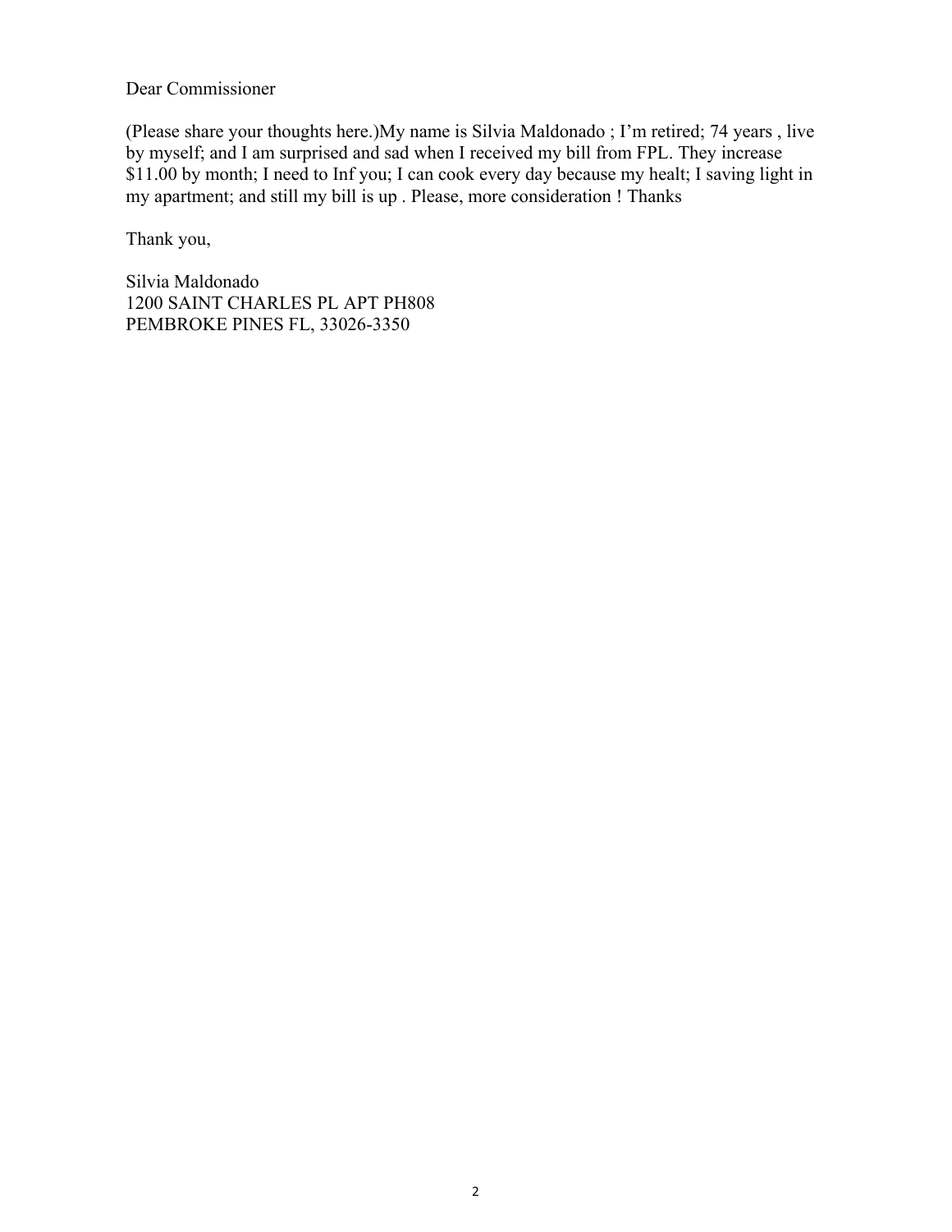Dear Commissioner

(Please share your thoughts here.)My name is Silvia Maldonado ; I'm retired; 74 years , live by myself; and I am surprised and sad when I received my bill from FPL. They increase $11.00 by month; I need to Inf you; I can cook every day because my healt; I saving light in my apartment; and still my bill is up . Please, more consideration ! Thanks

Thank you,

Silvia Maldonado
1200 SAINT CHARLES PL APT PH808
PEMBROKE PINES FL, 33026-3350